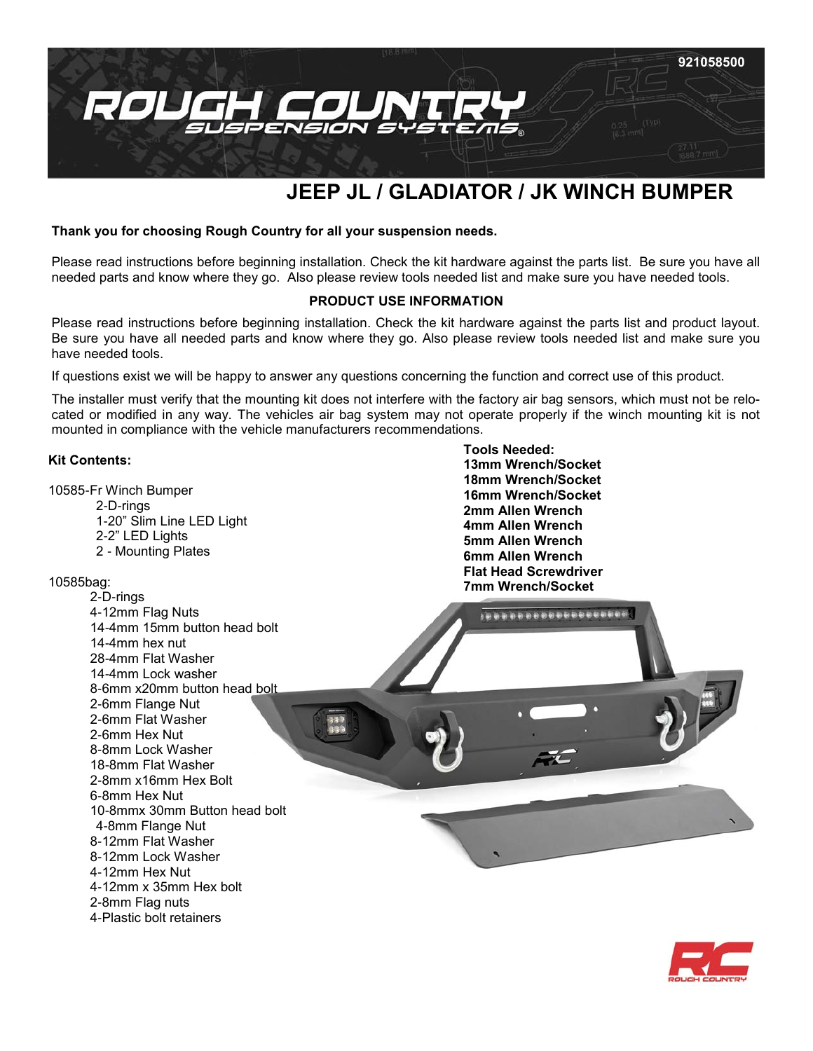921058500

# ROUGH COUNTRY SUSPENSION SYSTEMS

## JEEP JL / GLADIATOR / JK WINCH BUMPER

**Thank you for choosing Rough Country for all your suspension needs.**

Please read instructions before beginning installation. Check the kit hardware against the parts list. Be sure you have all needed parts and know where they go. Also please review tools needed list and make sure you have needed tools.

**PRODUCT USE INFORMATION**

Please read instructions before beginning installation. Check the kit hardware against the parts list and product layout. Be sure you have all needed parts and know where they go. Also please review tools needed list and make sure you have needed tools.

If questions exist we will be happy to answer any questions concerning the function and correct use of this product.

The installer must verify that the mounting kit does not interfere with the factory air bag sensors, which must not be relocated or modified in any way. The vehicles air bag system may not operate properly if the winch mounting kit is not mounted in compliance with the vehicle manufacturers recommendations.

**Kit Contents:**

10585-Fr Winch Bumper
- 2-D-rings
- 1-20" Slim Line LED Light
- 2-2" LED Lights
- 2 - Mounting Plates

10585bag:
- 2-D-rings
- 4-12mm Flag Nuts
- 14-4mm 15mm button head bolt
- 14-4mm hex nut
- 28-4mm Flat Washer
- 14-4mm Lock washer
- 8-6mm x20mm button head bolt
- 2-6mm Flange Nut
- 2-6mm Flat Washer
- 2-6mm Hex Nut
- 8-8mm Lock Washer
- 18-8mm Flat Washer
- 2-8mm x16mm Hex Bolt
- 6-8mm Hex Nut
- 10-8mmx 30mm Button head bolt
- 4-8mm Flange Nut
- 8-12mm Flat Washer
- 8-12mm Lock Washer
- 4-12mm Hex Nut
- 4-12mm x 35mm Hex bolt
- 2-8mm Flag nuts
- 4-Plastic bolt retainers

**Tools Needed:**
**13mm Wrench/Socket**
**18mm Wrench/Socket**
**16mm Wrench/Socket**
**2mm Allen Wrench**
**4mm Allen Wrench**
**5mm Allen Wrench**
**6mm Allen Wrench**
**Flat Head Screwdriver**
**7mm Wrench/Socket**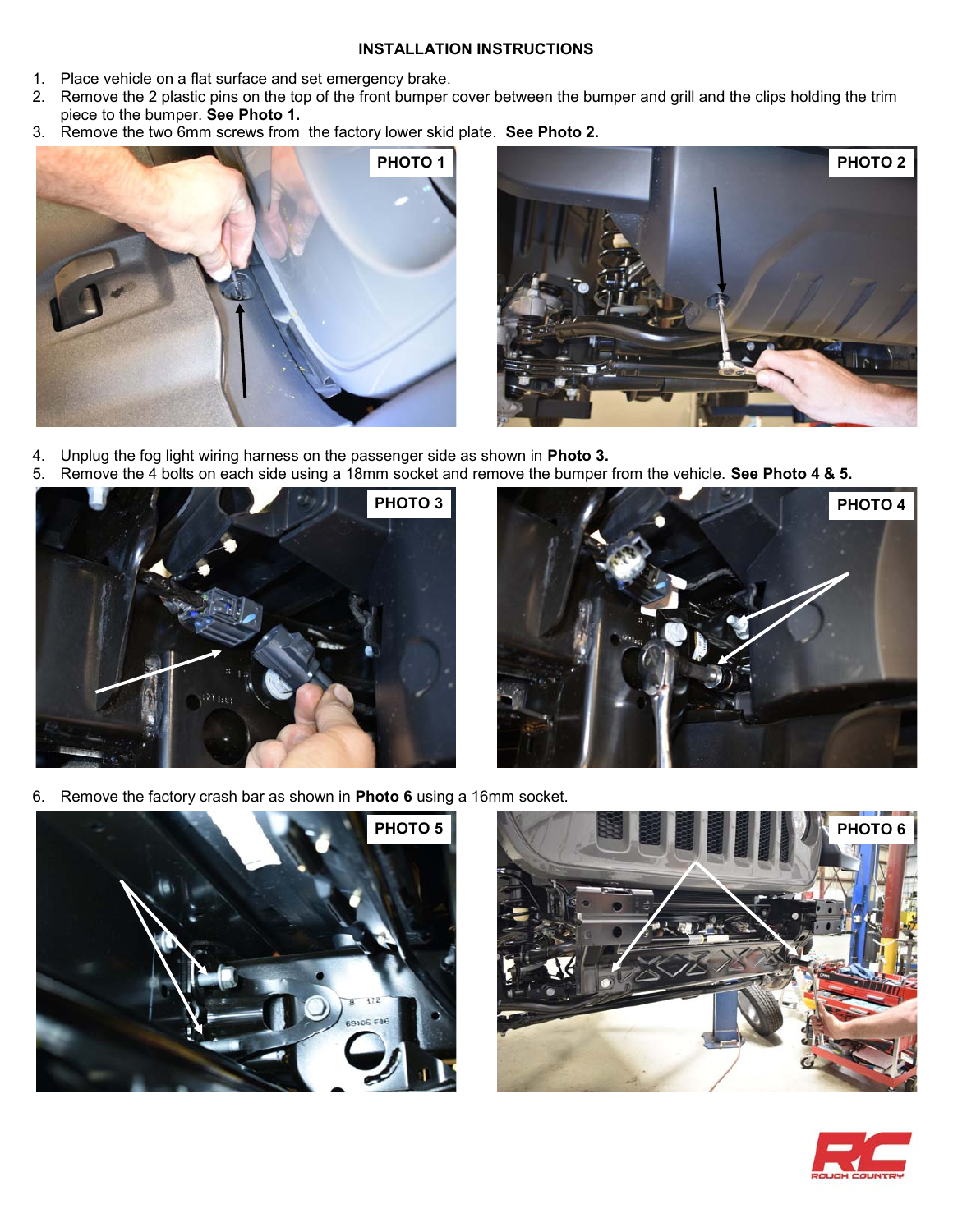**INSTALLATION INSTRUCTIONS**

1. Place vehicle on a flat surface and set emergency brake.
2. Remove the 2 plastic pins on the top of the front bumper cover between the bumper and grill and the clips holding the trim piece to the bumper. **See Photo 1.**
3. Remove the two 6mm screws from the factory lower skid plate. **See Photo 2.**

PHOTO 1

PHOTO 2

4. Unplug the fog light wiring harness on the passenger side as shown in **Photo 3.**
5. Remove the 4 bolts on each side using a 18mm socket and remove the bumper from the vehicle. **See Photo 4 & 5.**

PHOTO 3

PHOTO 4

6. Remove the factory crash bar as shown in **Photo 6** using a 16mm socket.

PHOTO 5

PHOTO 6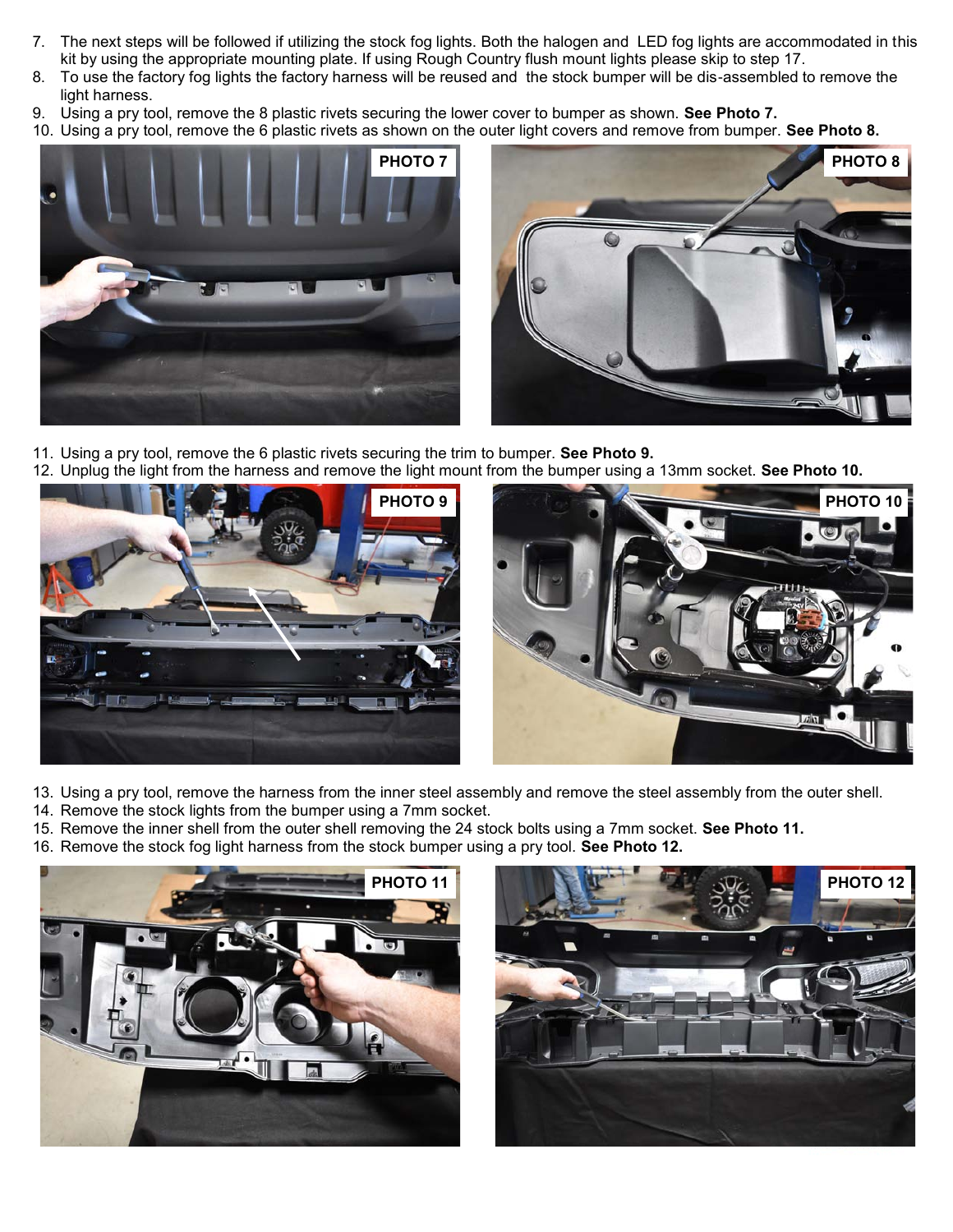7. The next steps will be followed if utilizing the stock fog lights. Both the halogen and LED fog lights are accommodated in this kit by using the appropriate mounting plate. If using Rough Country flush mount lights please skip to step 17.
8. To use the factory fog lights the factory harness will be reused and the stock bumper will be dis-assembled to remove the light harness.
9. Using a pry tool, remove the 8 plastic rivets securing the lower cover to bumper as shown. **See Photo 7.**
10. Using a pry tool, remove the 6 plastic rivets as shown on the outer light covers and remove from bumper. **See Photo 8.**

PHOTO 7

PHOTO 8

11. Using a pry tool, remove the 6 plastic rivets securing the trim to bumper. **See Photo 9.**
12. Unplug the light from the harness and remove the light mount from the bumper using a 13mm socket. **See Photo 10.**

PHOTO 9

PHOTO 10

13. Using a pry tool, remove the harness from the inner steel assembly and remove the steel assembly from the outer shell.
14. Remove the stock lights from the bumper using a 7mm socket.
15. Remove the inner shell from the outer shell removing the 24 stock bolts using a 7mm socket. **See Photo 11.**
16. Remove the stock fog light harness from the stock bumper using a pry tool. **See Photo 12.**

PHOTO 11

PHOTO 12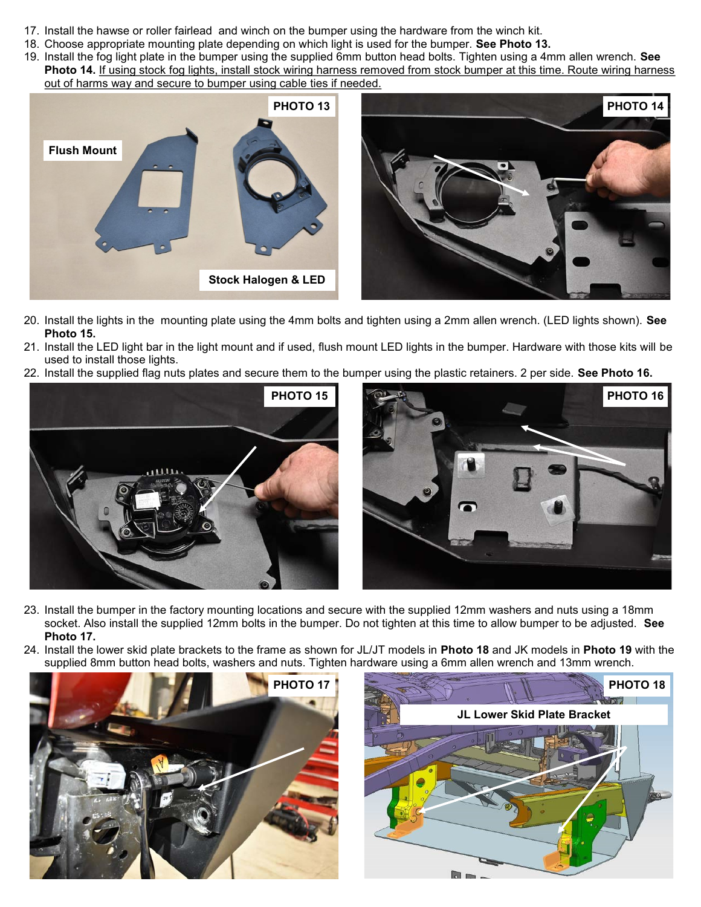17. Install the hawse or roller fairlead and winch on the bumper using the hardware from the winch kit.
18. Choose appropriate mounting plate depending on which light is used for the bumper. **See Photo 13.**
19. Install the fog light plate in the bumper using the supplied 6mm button head bolts. Tighten using a 4mm allen wrench. **See Photo 14.** <u>If using stock fog lights, install stock wiring harness removed from stock bumper at this time. Route wiring harness out of harms way and secure to bumper using cable ties if needed.</u>

PHOTO 13

Flush Mount

Stock Halogen & LED

PHOTO 14

20. Install the lights in the mounting plate using the 4mm bolts and tighten using a 2mm allen wrench. (LED lights shown). **See Photo 15.**
21. Install the LED light bar in the light mount and if used, flush mount LED lights in the bumper. Hardware with those kits will be used to install those lights.
22. Install the supplied flag nuts plates and secure them to the bumper using the plastic retainers. 2 per side. **See Photo 16.**

PHOTO 15

PHOTO 16

23. Install the bumper in the factory mounting locations and secure with the supplied 12mm washers and nuts using a 18mm socket. Also install the supplied 12mm bolts in the bumper. Do not tighten at this time to allow bumper to be adjusted. **See Photo 17.**
24. Install the lower skid plate brackets to the frame as shown for JL/JT models in **Photo 18** and JK models in **Photo 19** with the supplied 8mm button head bolts, washers and nuts. Tighten hardware using a 6mm allen wrench and 13mm wrench.

PHOTO 17

PHOTO 18

JL Lower Skid Plate Bracket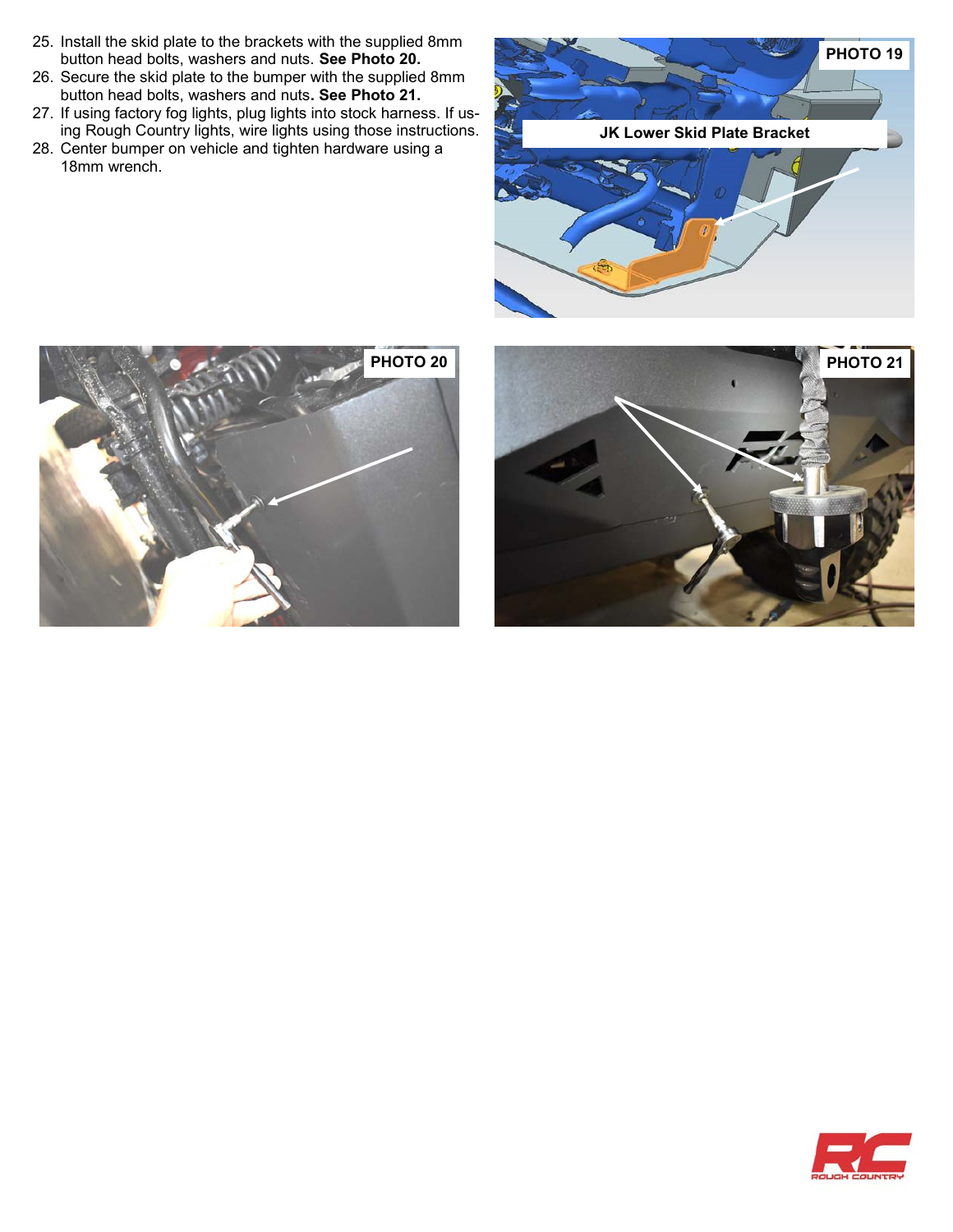25. Install the skid plate to the brackets with the supplied 8mm button head bolts, washers and nuts. **See Photo 20.**
26. Secure the skid plate to the bumper with the supplied 8mm button head bolts, washers and nuts**. See Photo 21.**
27. If using factory fog lights, plug lights into stock harness. If using Rough Country lights, wire lights using those instructions.
28. Center bumper on vehicle and tighten hardware using a 18mm wrench.

**PHOTO 19**

JK Lower Skid Plate Bracket

**PHOTO 20**

**PHOTO 21**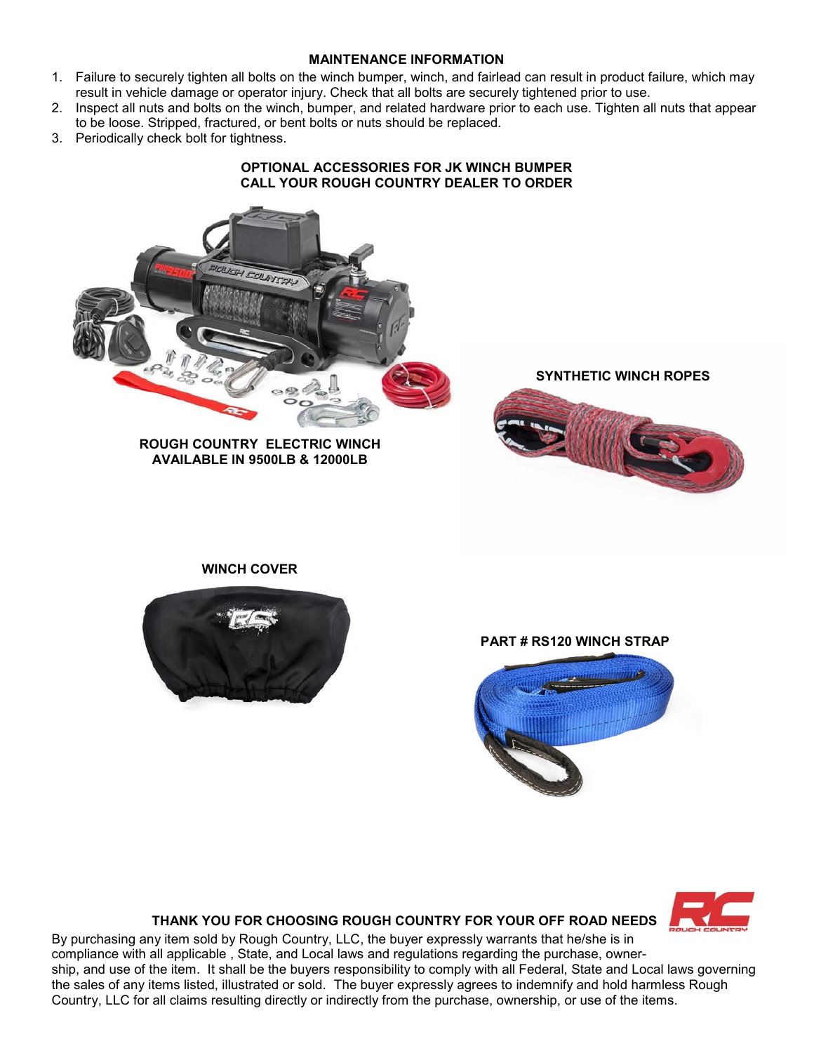### MAINTENANCE INFORMATION

1. Failure to securely tighten all bolts on the winch bumper, winch, and fairlead can result in product failure, which may result in vehicle damage or operator injury. Check that all bolts are securely tightened prior to use.
2. Inspect all nuts and bolts on the winch, bumper, and related hardware prior to each use. Tighten all nuts that appear to be loose. Stripped, fractured, or bent bolts or nuts should be replaced.
3. Periodically check bolt for tightness.

### OPTIONAL ACCESSORIES FOR JK WINCH BUMPER
### CALL YOUR ROUGH COUNTRY DEALER TO ORDER

**ROUGH COUNTRY ELECTRIC WINCH AVAILABLE IN 9500LB & 12000LB**

**SYNTHETIC WINCH ROPES**

**WINCH COVER**

**PART # RS120 WINCH STRAP**

**THANK YOU FOR CHOOSING ROUGH COUNTRY FOR YOUR OFF ROAD NEEDS**

By purchasing any item sold by Rough Country, LLC, the buyer expressly warrants that he/she is in compliance with all applicable , State, and Local laws and regulations regarding the purchase, ownership, and use of the item. It shall be the buyers responsibility to comply with all Federal, State and Local laws governing the sales of any items listed, illustrated or sold. The buyer expressly agrees to indemnify and hold harmless Rough Country, LLC for all claims resulting directly or indirectly from the purchase, ownership, or use of the items.